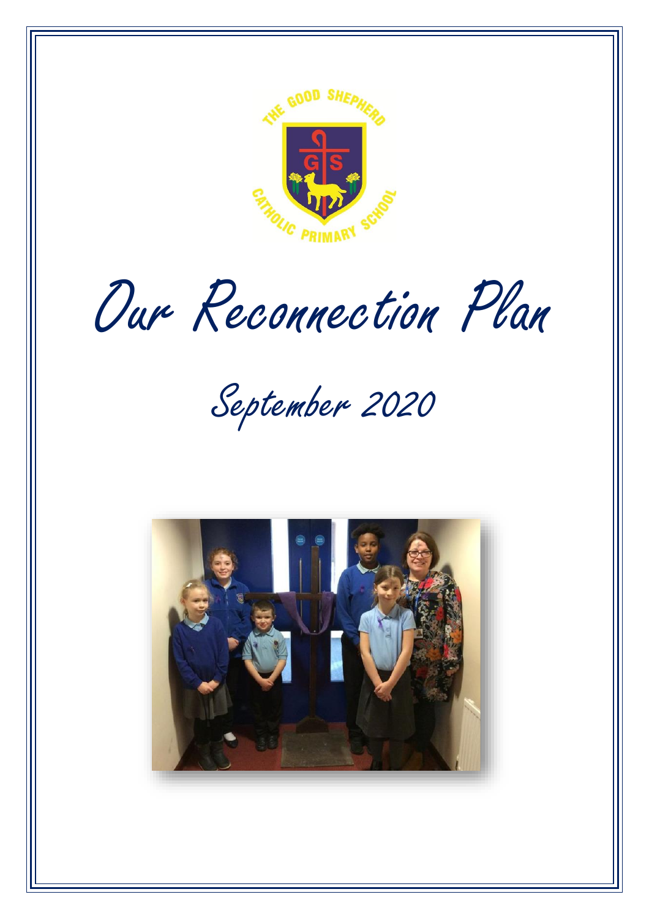# Our Reconnection Plan

## September 2020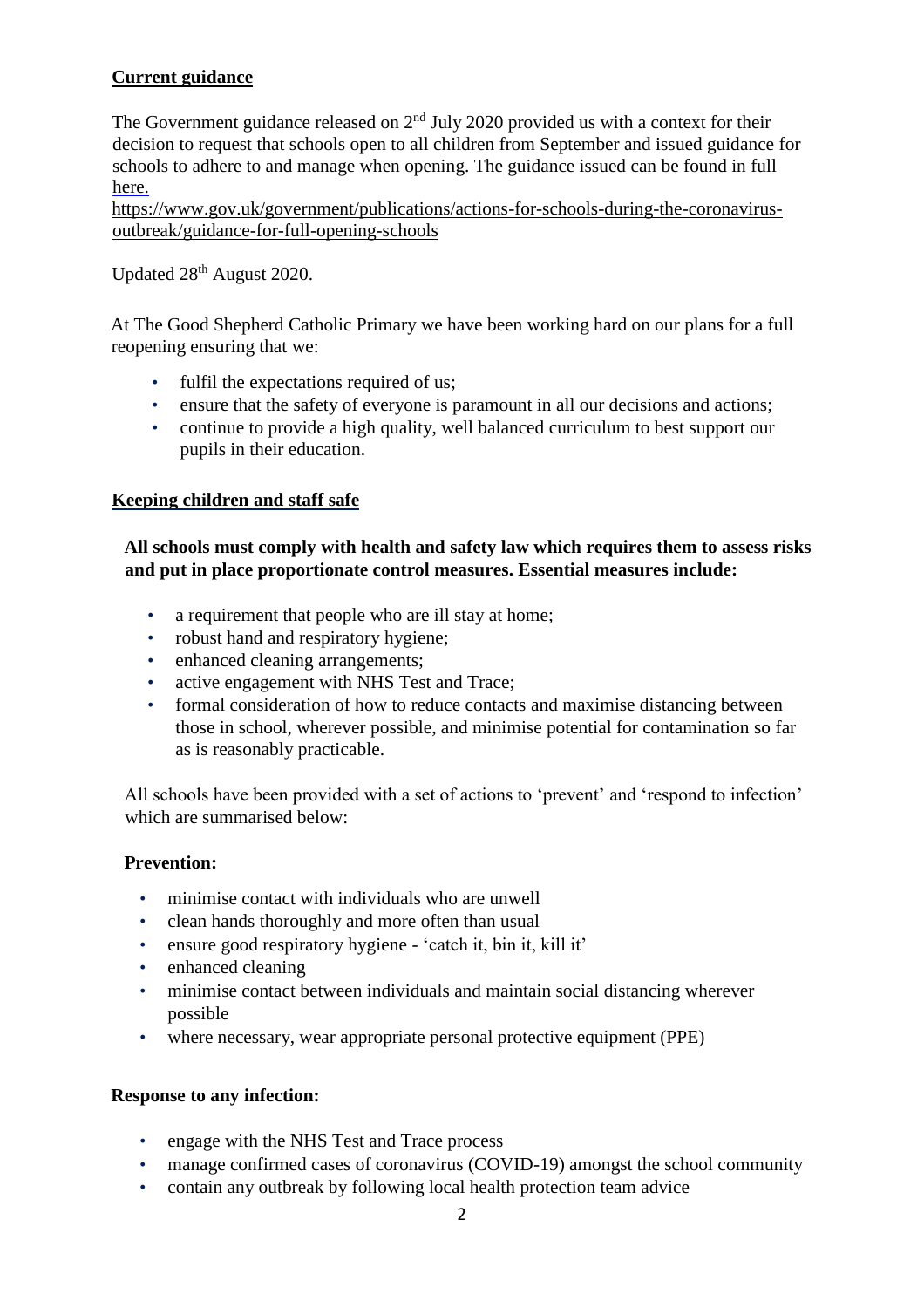## Current guidance

The Government guidance released on 2nd July 2020 provided us with a context for their decision to request that schools open to all children from September and issued guidance for schools to adhere to and manage when opening. The guidance issued can be found in full here.
https://www.gov.uk/government/publications/actions-for-schools-during-the-coronavirus-outbreak/guidance-for-full-opening-schools

Updated 28th August 2020.

At The Good Shepherd Catholic Primary we have been working hard on our plans for a full reopening ensuring that we:

- fulfil the expectations required of us;
- ensure that the safety of everyone is paramount in all our decisions and actions;
- continue to provide a high quality, well balanced curriculum to best support our pupils in their education.

## Keeping children and staff safe

**All schools must comply with health and safety law which requires them to assess risks and put in place proportionate control measures. Essential measures include:**

- a requirement that people who are ill stay at home;
- robust hand and respiratory hygiene;
- enhanced cleaning arrangements;
- active engagement with NHS Test and Trace;
- formal consideration of how to reduce contacts and maximise distancing between those in school, wherever possible, and minimise potential for contamination so far as is reasonably practicable.

All schools have been provided with a set of actions to 'prevent' and 'respond to infection' which are summarised below:

**Prevention:**

- minimise contact with individuals who are unwell
- clean hands thoroughly and more often than usual
- ensure good respiratory hygiene - 'catch it, bin it, kill it'
- enhanced cleaning
- minimise contact between individuals and maintain social distancing wherever possible
- where necessary, wear appropriate personal protective equipment (PPE)

**Response to any infection:**

- engage with the NHS Test and Trace process
- manage confirmed cases of coronavirus (COVID-19) amongst the school community
- contain any outbreak by following local health protection team advice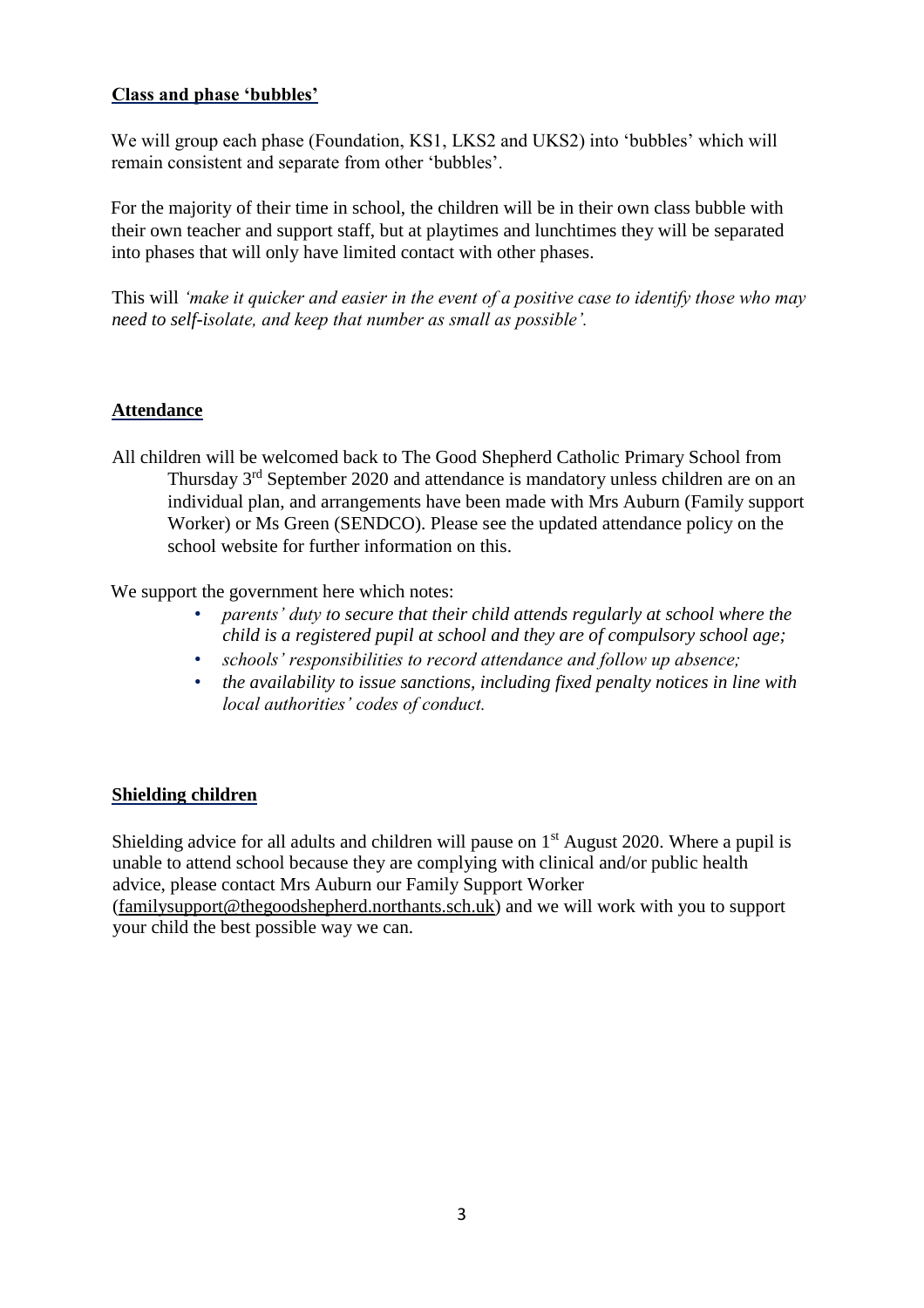## Class and phase 'bubbles'

We will group each phase (Foundation, KS1, LKS2 and UKS2) into 'bubbles' which will remain consistent and separate from other 'bubbles'.

For the majority of their time in school, the children will be in their own class bubble with their own teacher and support staff, but at playtimes and lunchtimes they will be separated into phases that will only have limited contact with other phases.

This will *'make it quicker and easier in the event of a positive case to identify those who may need to self-isolate, and keep that number as small as possible'.*

## Attendance

All children will be welcomed back to The Good Shepherd Catholic Primary School from Thursday 3rd September 2020 and attendance is mandatory unless children are on an individual plan, and arrangements have been made with Mrs Auburn (Family support Worker) or Ms Green (SENDCO). Please see the updated attendance policy on the school website for further information on this.

We support the government here which notes:

- *parents' duty to secure that their child attends regularly at school where the child is a registered pupil at school and they are of compulsory school age;*
- *schools' responsibilities to record attendance and follow up absence;*
- *the availability to issue sanctions, including fixed penalty notices in line with local authorities' codes of conduct.*

## Shielding children

Shielding advice for all adults and children will pause on 1st August 2020. Where a pupil is unable to attend school because they are complying with clinical and/or public health advice, please contact Mrs Auburn our Family Support Worker (familysupport@thegoodshepherd.northants.sch.uk) and we will work with you to support your child the best possible way we can.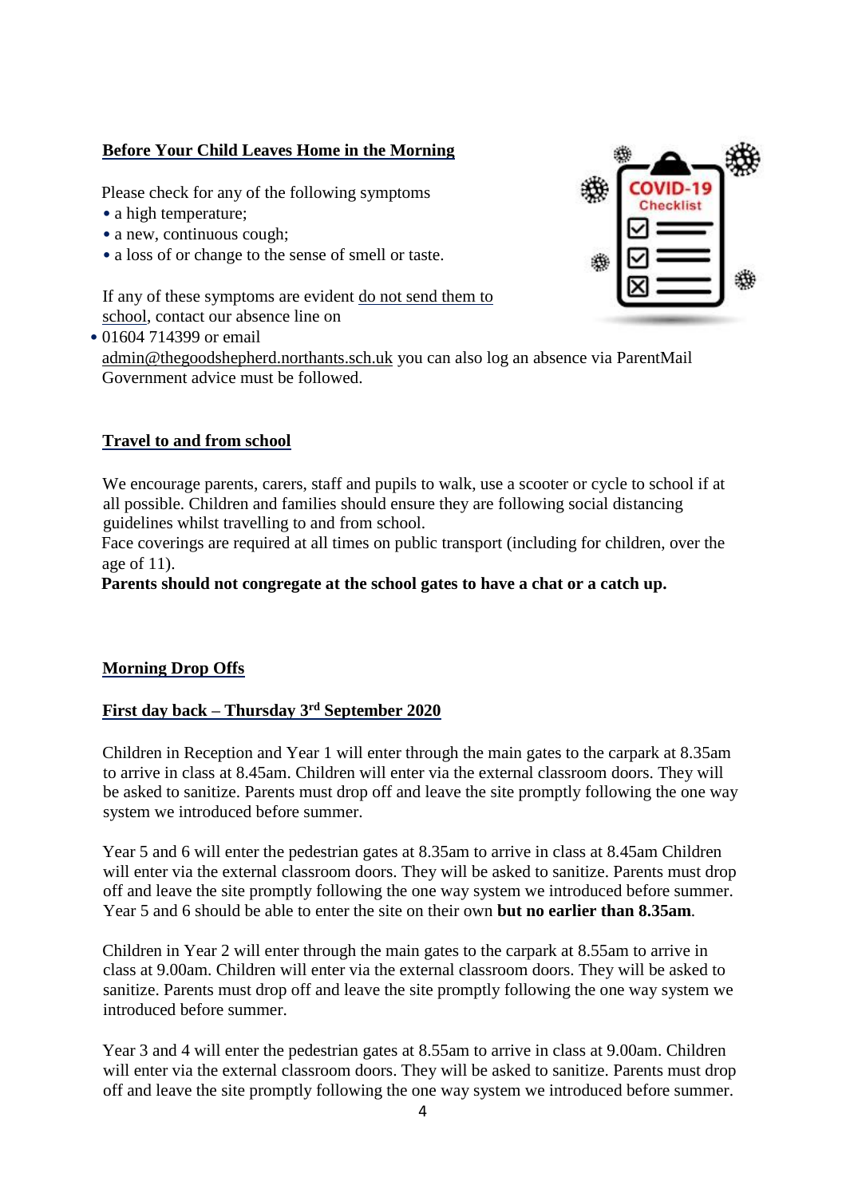## Before Your Child Leaves Home in the Morning

Please check for any of the following symptoms

- a high temperature;
- a new, continuous cough;
- a loss of or change to the sense of smell or taste.

If any of these symptoms are evident do not send them to school, contact our absence line on

- 01604 714399 or email

admin@thegoodshepherd.northants.sch.uk you can also log an absence via ParentMail Government advice must be followed.

## Travel to and from school

We encourage parents, carers, staff and pupils to walk, use a scooter or cycle to school if at all possible. Children and families should ensure they are following social distancing guidelines whilst travelling to and from school.

Face coverings are required at all times on public transport (including for children, over the age of 11).

**Parents should not congregate at the school gates to have a chat or a catch up.**

## Morning Drop Offs

### First day back – Thursday 3rd September 2020

Children in Reception and Year 1 will enter through the main gates to the carpark at 8.35am to arrive in class at 8.45am. Children will enter via the external classroom doors. They will be asked to sanitize. Parents must drop off and leave the site promptly following the one way system we introduced before summer.

Year 5 and 6 will enter the pedestrian gates at 8.35am to arrive in class at 8.45am Children will enter via the external classroom doors. They will be asked to sanitize. Parents must drop off and leave the site promptly following the one way system we introduced before summer. Year 5 and 6 should be able to enter the site on their own **but no earlier than 8.35am**.

Children in Year 2 will enter through the main gates to the carpark at 8.55am to arrive in class at 9.00am. Children will enter via the external classroom doors. They will be asked to sanitize. Parents must drop off and leave the site promptly following the one way system we introduced before summer.

Year 3 and 4 will enter the pedestrian gates at 8.55am to arrive in class at 9.00am. Children will enter via the external classroom doors. They will be asked to sanitize. Parents must drop off and leave the site promptly following the one way system we introduced before summer.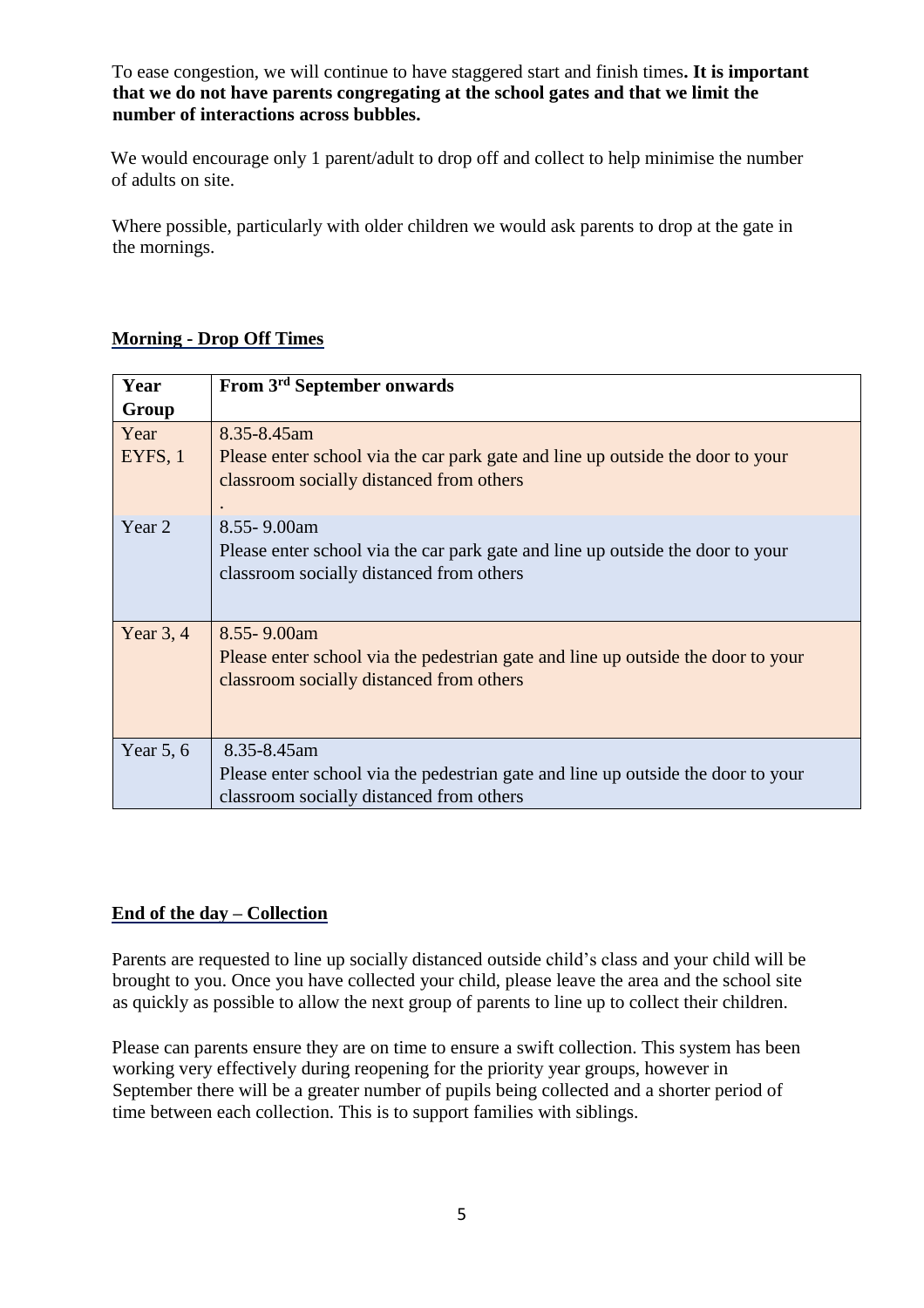To ease congestion, we will continue to have staggered start and finish times**. It is important that we do not have parents congregating at the school gates and that we limit the number of interactions across bubbles.**

We would encourage only 1 parent/adult to drop off and collect to help minimise the number of adults on site.

Where possible, particularly with older children we would ask parents to drop at the gate in the mornings.

## Morning - Drop Off Times

| Year Group | From 3rd September onwards |
|---|---|
| Year EYFS, 1 | 8.35-8.45am<br>Please enter school via the car park gate and line up outside the door to your classroom socially distanced from others<br>. |
| Year 2 | 8.55- 9.00am<br>Please enter school via the car park gate and line up outside the door to your classroom socially distanced from others |
| Year 3, 4 | 8.55- 9.00am<br>Please enter school via the pedestrian gate and line up outside the door to your classroom socially distanced from others |
| Year 5, 6 | 8.35-8.45am<br>Please enter school via the pedestrian gate and line up outside the door to your classroom socially distanced from others |

## End of the day – Collection

Parents are requested to line up socially distanced outside child's class and your child will be brought to you. Once you have collected your child, please leave the area and the school site as quickly as possible to allow the next group of parents to line up to collect their children.

Please can parents ensure they are on time to ensure a swift collection. This system has been working very effectively during reopening for the priority year groups, however in September there will be a greater number of pupils being collected and a shorter period of time between each collection. This is to support families with siblings.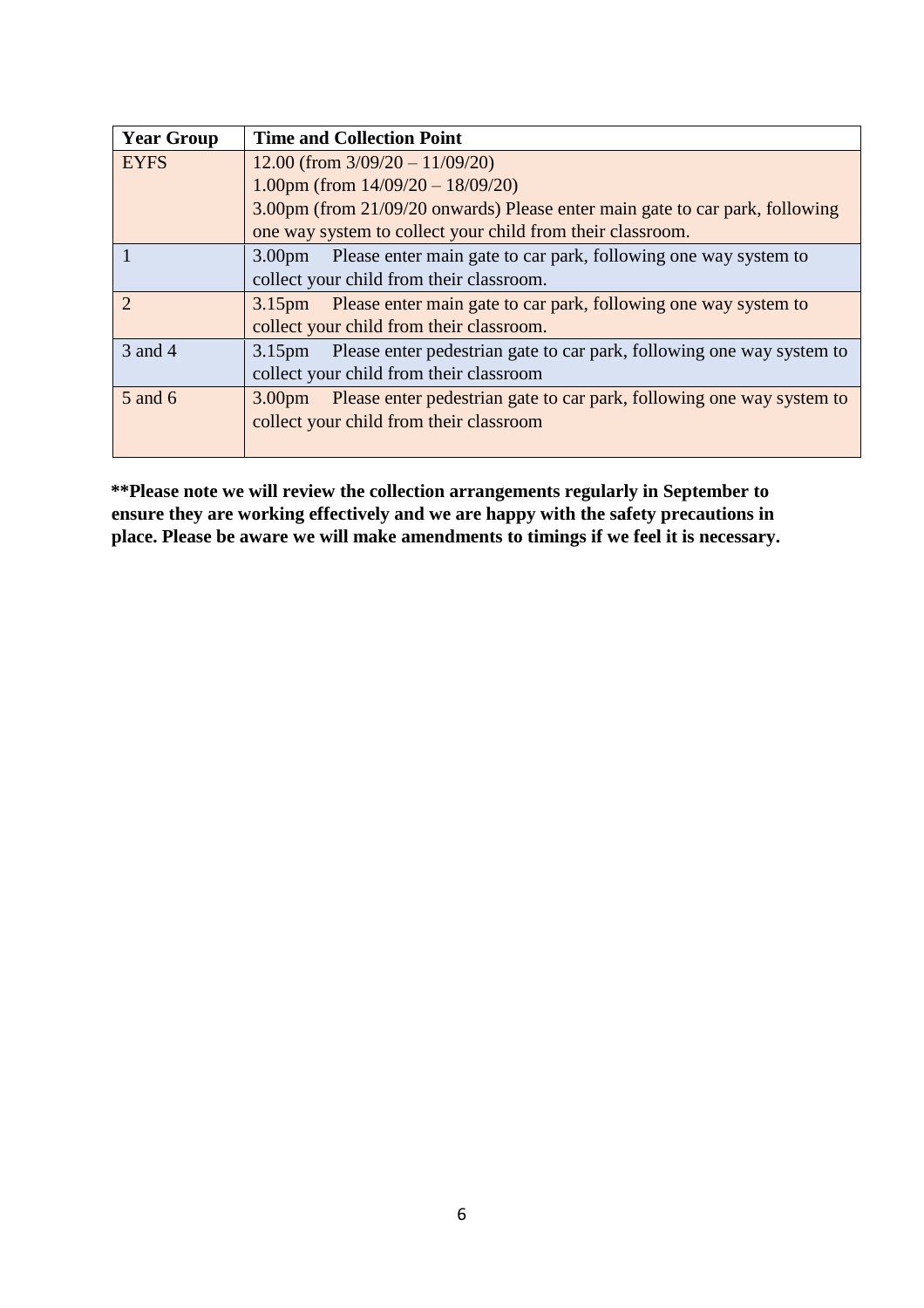| Year Group | Time and Collection Point |
| --- | --- |
| EYFS | 12.00 (from 3/09/20 – 11/09/20)<br>1.00pm (from 14/09/20 – 18/09/20)<br>3.00pm (from 21/09/20 onwards) Please enter main gate to car park, following one way system to collect your child from their classroom. |
| 1 | 3.00pm Please enter main gate to car park, following one way system to collect your child from their classroom. |
| 2 | 3.15pm Please enter main gate to car park, following one way system to collect your child from their classroom. |
| 3 and 4 | 3.15pm Please enter pedestrian gate to car park, following one way system to collect your child from their classroom |
| 5 and 6 | 3.00pm Please enter pedestrian gate to car park, following one way system to collect your child from their classroom |

**\*\*Please note we will review the collection arrangements regularly in September to ensure they are working effectively and we are happy with the safety precautions in place. Please be aware we will make amendments to timings if we feel it is necessary.**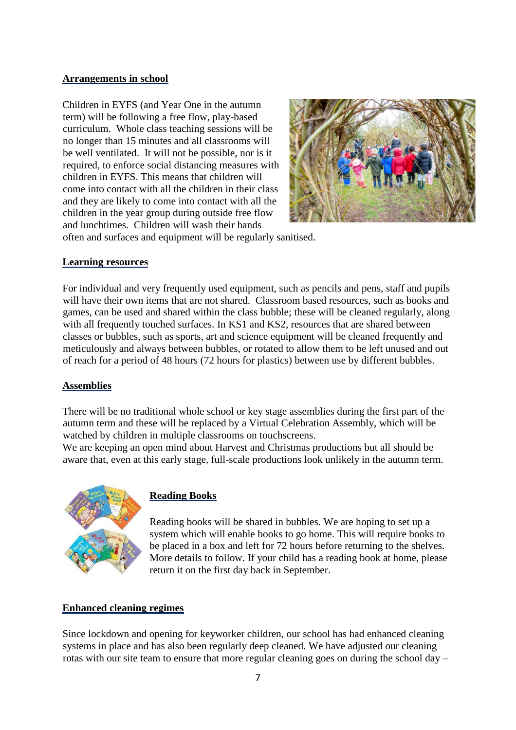## Arrangements in school

Children in EYFS (and Year One in the autumn term) will be following a free flow, play-based curriculum. Whole class teaching sessions will be no longer than 15 minutes and all classrooms will be well ventilated. It will not be possible, nor is it required, to enforce social distancing measures with children in EYFS. This means that children will come into contact with all the children in their class and they are likely to come into contact with all the children in the year group during outside free flow and lunchtimes. Children will wash their hands often and surfaces and equipment will be regularly sanitised.

## Learning resources

For individual and very frequently used equipment, such as pencils and pens, staff and pupils will have their own items that are not shared. Classroom based resources, such as books and games, can be used and shared within the class bubble; these will be cleaned regularly, along with all frequently touched surfaces. In KS1 and KS2, resources that are shared between classes or bubbles, such as sports, art and science equipment will be cleaned frequently and meticulously and always between bubbles, or rotated to allow them to be left unused and out of reach for a period of 48 hours (72 hours for plastics) between use by different bubbles.

## Assemblies

There will be no traditional whole school or key stage assemblies during the first part of the autumn term and these will be replaced by a Virtual Celebration Assembly, which will be watched by children in multiple classrooms on touchscreens.
We are keeping an open mind about Harvest and Christmas productions but all should be aware that, even at this early stage, full-scale productions look unlikely in the autumn term.

## Reading Books

Reading books will be shared in bubbles. We are hoping to set up a system which will enable books to go home. This will require books to be placed in a box and left for 72 hours before returning to the shelves. More details to follow. If your child has a reading book at home, please return it on the first day back in September.

## Enhanced cleaning regimes

Since lockdown and opening for keyworker children, our school has had enhanced cleaning systems in place and has also been regularly deep cleaned. We have adjusted our cleaning rotas with our site team to ensure that more regular cleaning goes on during the school day –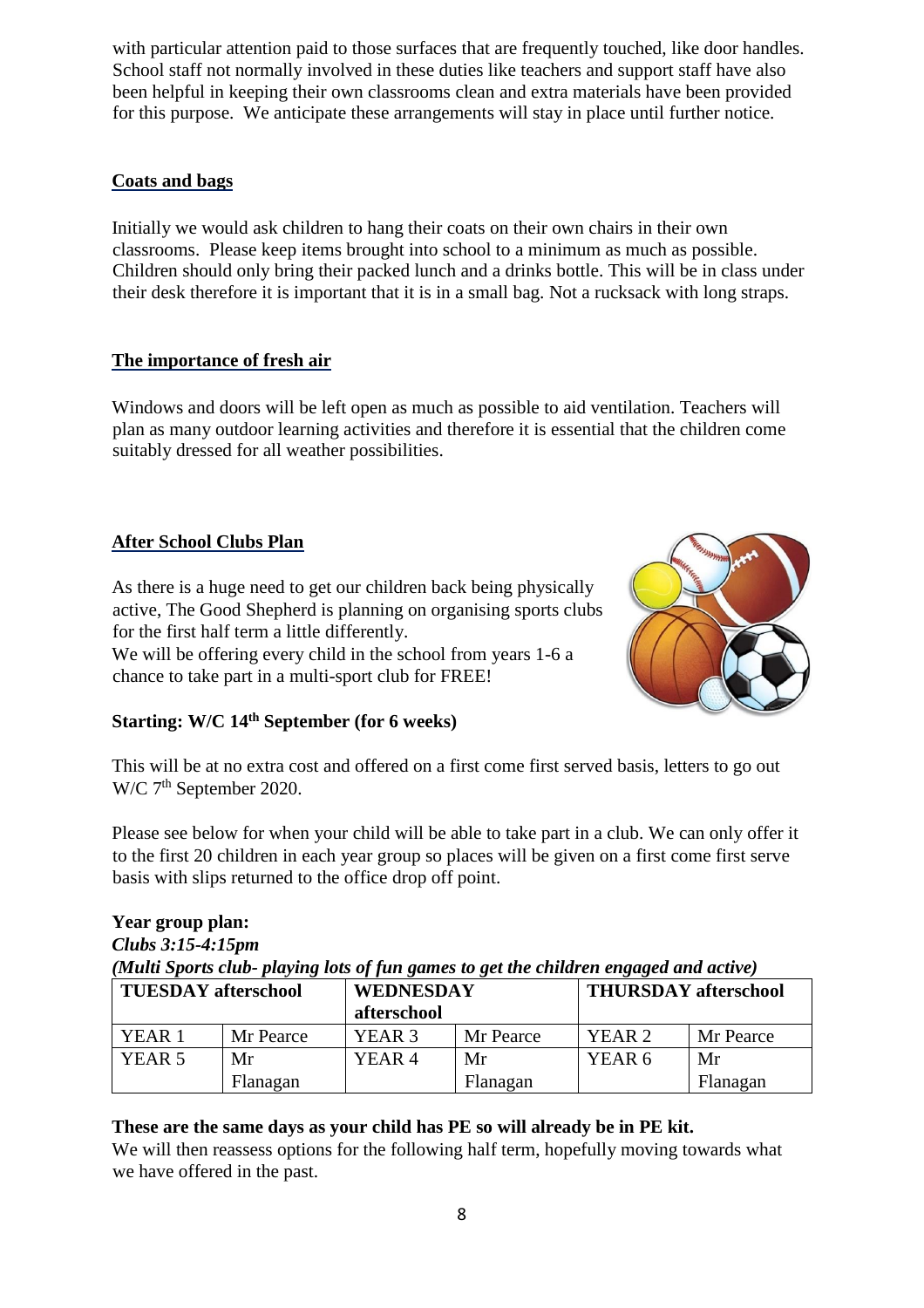with particular attention paid to those surfaces that are frequently touched, like door handles. School staff not normally involved in these duties like teachers and support staff have also been helpful in keeping their own classrooms clean and extra materials have been provided for this purpose. We anticipate these arrangements will stay in place until further notice.

## Coats and bags

Initially we would ask children to hang their coats on their own chairs in their own classrooms. Please keep items brought into school to a minimum as much as possible. Children should only bring their packed lunch and a drinks bottle. This will be in class under their desk therefore it is important that it is in a small bag. Not a rucksack with long straps.

## The importance of fresh air

Windows and doors will be left open as much as possible to aid ventilation. Teachers will plan as many outdoor learning activities and therefore it is essential that the children come suitably dressed for all weather possibilities.

## After School Clubs Plan

As there is a huge need to get our children back being physically active, The Good Shepherd is planning on organising sports clubs for the first half term a little differently.
We will be offering every child in the school from years 1-6 a chance to take part in a multi-sport club for FREE!

**Starting: W/C 14th September (for 6 weeks)**

This will be at no extra cost and offered on a first come first served basis, letters to go out W/C 7th September 2020.

Please see below for when your child will be able to take part in a club. We can only offer it to the first 20 children in each year group so places will be given on a first come first serve basis with slips returned to the office drop off point.

**Year group plan:**
***Clubs 3:15-4:15pm***
***(Multi Sports club- playing lots of fun games to get the children engaged and active)***

| TUESDAY afterschool | | WEDNESDAY afterschool | | THURSDAY afterschool | |
|---|---|---|---|---|---|
| YEAR 1 | Mr Pearce | YEAR 3 | Mr Pearce | YEAR 2 | Mr Pearce |
| YEAR 5 | Mr Flanagan | YEAR 4 | Mr Flanagan | YEAR 6 | Mr Flanagan |

**These are the same days as your child has PE so will already be in PE kit.**
We will then reassess options for the following half term, hopefully moving towards what we have offered in the past.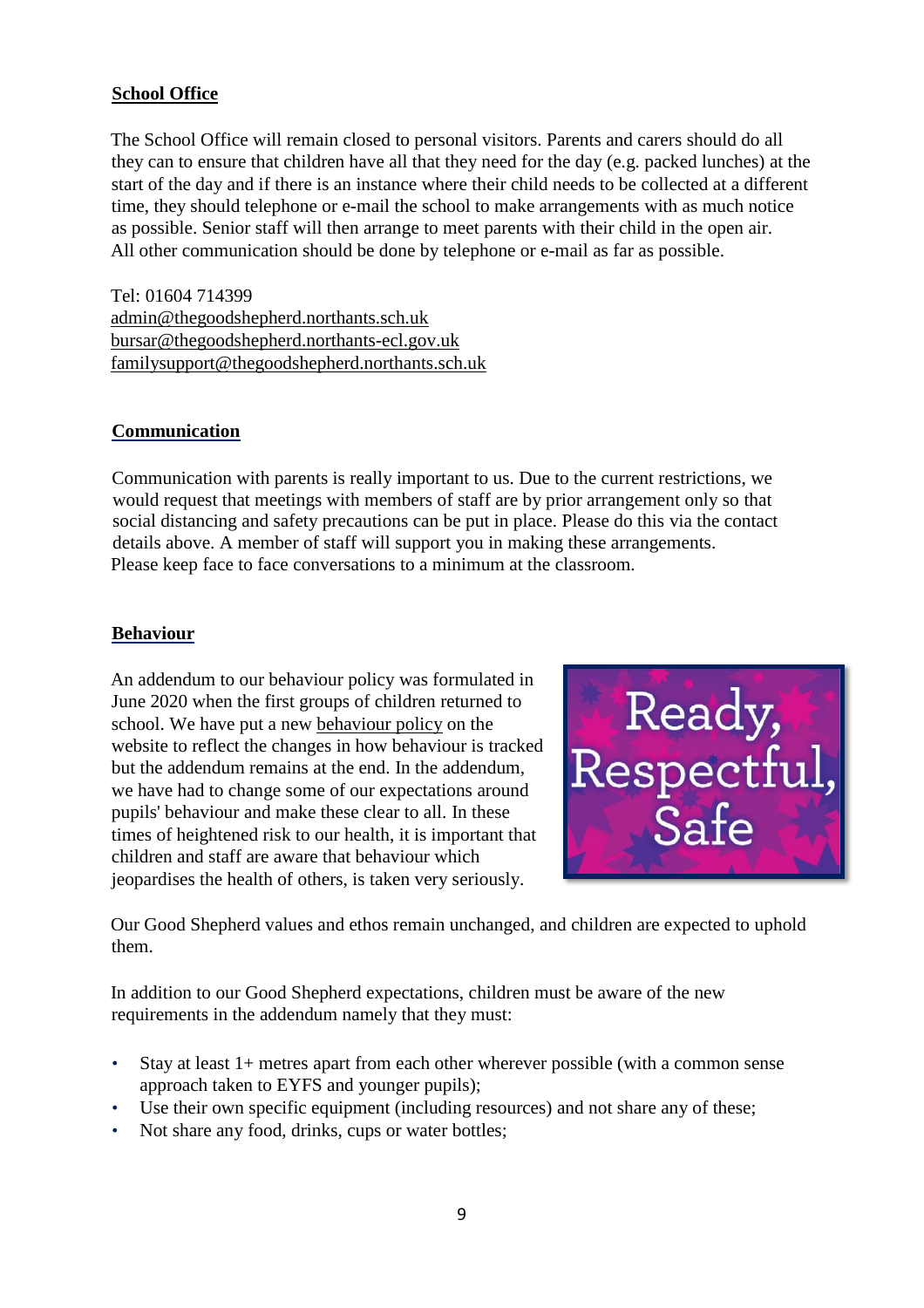## School Office

The School Office will remain closed to personal visitors. Parents and carers should do all they can to ensure that children have all that they need for the day (e.g. packed lunches) at the start of the day and if there is an instance where their child needs to be collected at a different time, they should telephone or e-mail the school to make arrangements with as much notice as possible. Senior staff will then arrange to meet parents with their child in the open air. All other communication should be done by telephone or e-mail as far as possible.

Tel: 01604 714399
admin@thegoodshepherd.northants.sch.uk
bursar@thegoodshepherd.northants-ecl.gov.uk
familysupport@thegoodshepherd.northants.sch.uk

## Communication

Communication with parents is really important to us. Due to the current restrictions, we would request that meetings with members of staff are by prior arrangement only so that social distancing and safety precautions can be put in place. Please do this via the contact details above. A member of staff will support you in making these arrangements. Please keep face to face conversations to a minimum at the classroom.

## Behaviour

An addendum to our behaviour policy was formulated in June 2020 when the first groups of children returned to school. We have put a new behaviour policy on the website to reflect the changes in how behaviour is tracked but the addendum remains at the end. In the addendum, we have had to change some of our expectations around pupils' behaviour and make these clear to all. In these times of heightened risk to our health, it is important that children and staff are aware that behaviour which jeopardises the health of others, is taken very seriously.

Ready, Respectful, Safe

Our Good Shepherd values and ethos remain unchanged, and children are expected to uphold them.

In addition to our Good Shepherd expectations, children must be aware of the new requirements in the addendum namely that they must:

- Stay at least 1+ metres apart from each other wherever possible (with a common sense approach taken to EYFS and younger pupils);
- Use their own specific equipment (including resources) and not share any of these;
- Not share any food, drinks, cups or water bottles;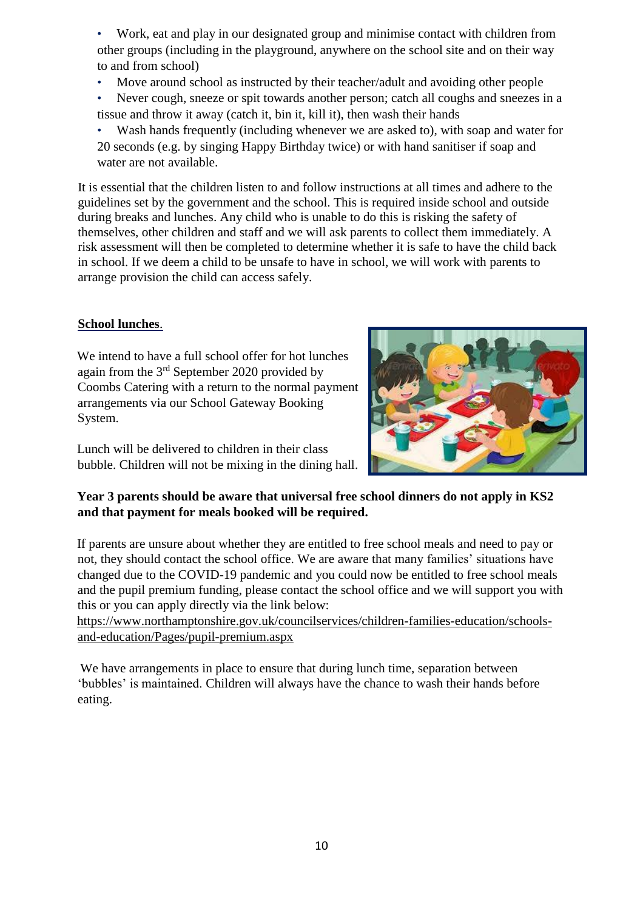- Work, eat and play in our designated group and minimise contact with children from other groups (including in the playground, anywhere on the school site and on their way to and from school)
- Move around school as instructed by their teacher/adult and avoiding other people
- Never cough, sneeze or spit towards another person; catch all coughs and sneezes in a tissue and throw it away (catch it, bin it, kill it), then wash their hands
- Wash hands frequently (including whenever we are asked to), with soap and water for 20 seconds (e.g. by singing Happy Birthday twice) or with hand sanitiser if soap and water are not available.

It is essential that the children listen to and follow instructions at all times and adhere to the guidelines set by the government and the school. This is required inside school and outside during breaks and lunches. Any child who is unable to do this is risking the safety of themselves, other children and staff and we will ask parents to collect them immediately. A risk assessment will then be completed to determine whether it is safe to have the child back in school. If we deem a child to be unsafe to have in school, we will work with parents to arrange provision the child can access safely.

## School lunches.

We intend to have a full school offer for hot lunches again from the 3rd September 2020 provided by Coombs Catering with a return to the normal payment arrangements via our School Gateway Booking System.

Lunch will be delivered to children in their class bubble. Children will not be mixing in the dining hall.

**Year 3 parents should be aware that universal free school dinners do not apply in KS2 and that payment for meals booked will be required.**

If parents are unsure about whether they are entitled to free school meals and need to pay or not, they should contact the school office. We are aware that many families' situations have changed due to the COVID-19 pandemic and you could now be entitled to free school meals and the pupil premium funding, please contact the school office and we will support you with this or you can apply directly via the link below:
https://www.northamptonshire.gov.uk/councilservices/children-families-education/schools-and-education/Pages/pupil-premium.aspx

We have arrangements in place to ensure that during lunch time, separation between 'bubbles' is maintained. Children will always have the chance to wash their hands before eating.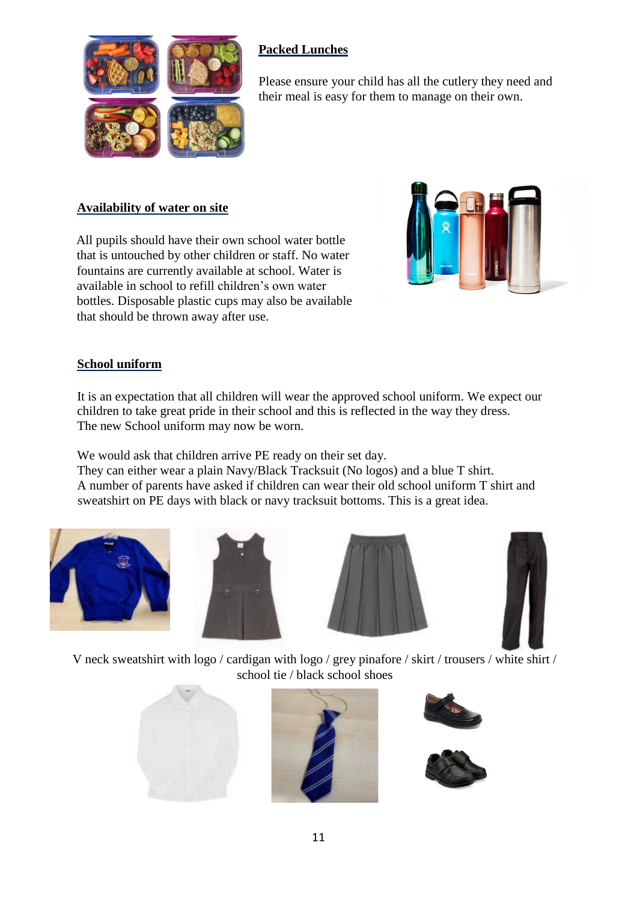## Packed Lunches

Please ensure your child has all the cutlery they need and their meal is easy for them to manage on their own.

## Availability of water on site

All pupils should have their own school water bottle that is untouched by other children or staff. No water fountains are currently available at school. Water is available in school to refill children's own water bottles. Disposable plastic cups may also be available that should be thrown away after use.

## School uniform

It is an expectation that all children will wear the approved school uniform. We expect our children to take great pride in their school and this is reflected in the way they dress.
The new School uniform may now be worn.

We would ask that children arrive PE ready on their set day.
They can either wear a plain Navy/Black Tracksuit (No logos) and a blue T shirt.
A number of parents have asked if children can wear their old school uniform T shirt and sweatshirt on PE days with black or navy tracksuit bottoms. This is a great idea.

V neck sweatshirt with logo / cardigan with logo / grey pinafore / skirt / trousers / white shirt / school tie / black school shoes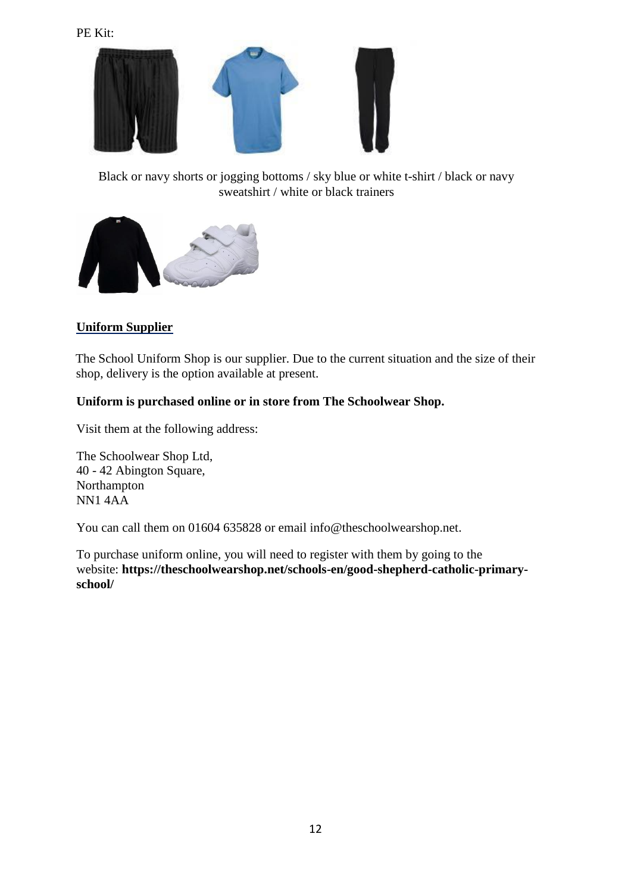PE Kit:

Black or navy shorts or jogging bottoms / sky blue or white t-shirt / black or navy sweatshirt / white or black trainers

## Uniform Supplier

The School Uniform Shop is our supplier. Due to the current situation and the size of their shop, delivery is the option available at present.

**Uniform is purchased online or in store from The Schoolwear Shop.**

Visit them at the following address:

The Schoolwear Shop Ltd,
40 - 42 Abington Square,
Northampton
NN1 4AA

You can call them on 01604 635828 or email info@theschoolwearshop.net.

To purchase uniform online, you will need to register with them by going to the website: **https://theschoolwearshop.net/schools-en/good-shepherd-catholic-primary-school/**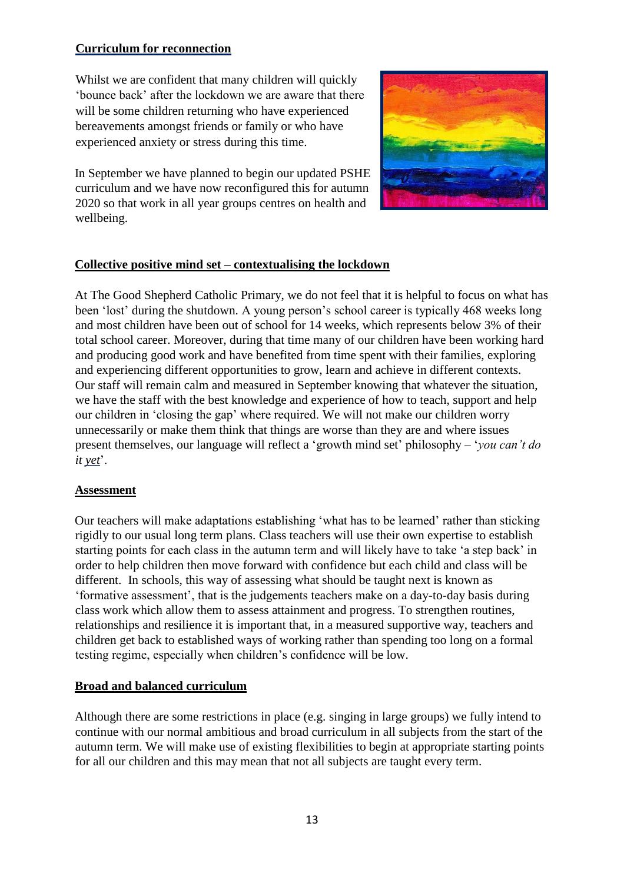## Curriculum for reconnection

Whilst we are confident that many children will quickly 'bounce back' after the lockdown we are aware that there will be some children returning who have experienced bereavements amongst friends or family or who have experienced anxiety or stress during this time.

In September we have planned to begin our updated PSHE curriculum and we have now reconfigured this for autumn 2020 so that work in all year groups centres on health and wellbeing.

## Collective positive mind set – contextualising the lockdown

At The Good Shepherd Catholic Primary, we do not feel that it is helpful to focus on what has been 'lost' during the shutdown. A young person's school career is typically 468 weeks long and most children have been out of school for 14 weeks, which represents below 3% of their total school career. Moreover, during that time many of our children have been working hard and producing good work and have benefited from time spent with their families, exploring and experiencing different opportunities to grow, learn and achieve in different contexts. Our staff will remain calm and measured in September knowing that whatever the situation, we have the staff with the best knowledge and experience of how to teach, support and help our children in 'closing the gap' where required. We will not make our children worry unnecessarily or make them think that things are worse than they are and where issues present themselves, our language will reflect a 'growth mind set' philosophy – '*you can't do it yet*'.

## Assessment

Our teachers will make adaptations establishing 'what has to be learned' rather than sticking rigidly to our usual long term plans. Class teachers will use their own expertise to establish starting points for each class in the autumn term and will likely have to take 'a step back' in order to help children then move forward with confidence but each child and class will be different. In schools, this way of assessing what should be taught next is known as 'formative assessment', that is the judgements teachers make on a day-to-day basis during class work which allow them to assess attainment and progress. To strengthen routines, relationships and resilience it is important that, in a measured supportive way, teachers and children get back to established ways of working rather than spending too long on a formal testing regime, especially when children's confidence will be low.

## Broad and balanced curriculum

Although there are some restrictions in place (e.g. singing in large groups) we fully intend to continue with our normal ambitious and broad curriculum in all subjects from the start of the autumn term. We will make use of existing flexibilities to begin at appropriate starting points for all our children and this may mean that not all subjects are taught every term.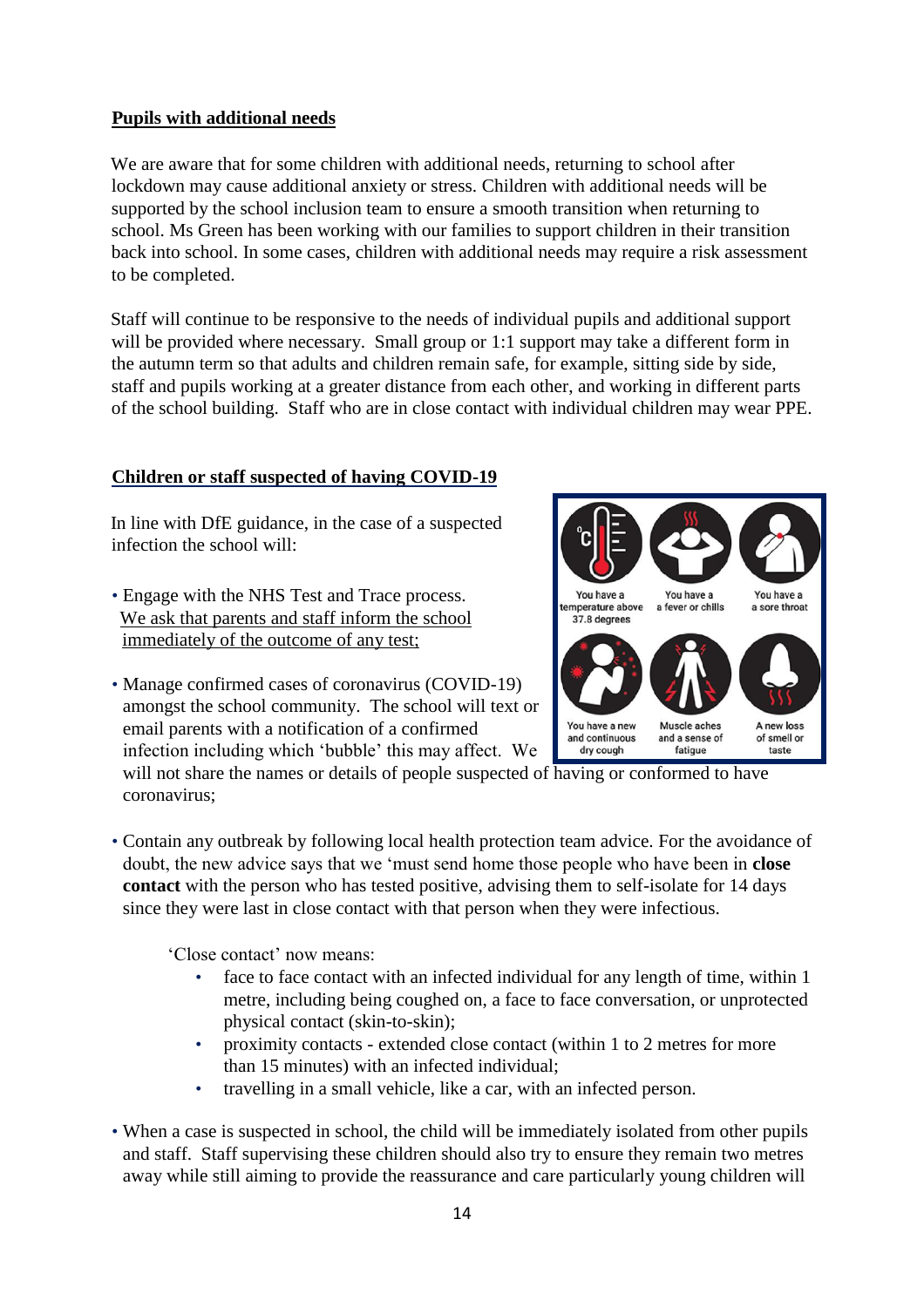## Pupils with additional needs

We are aware that for some children with additional needs, returning to school after lockdown may cause additional anxiety or stress. Children with additional needs will be supported by the school inclusion team to ensure a smooth transition when returning to school. Ms Green has been working with our families to support children in their transition back into school. In some cases, children with additional needs may require a risk assessment to be completed.

Staff will continue to be responsive to the needs of individual pupils and additional support will be provided where necessary. Small group or 1:1 support may take a different form in the autumn term so that adults and children remain safe, for example, sitting side by side, staff and pupils working at a greater distance from each other, and working in different parts of the school building. Staff who are in close contact with individual children may wear PPE.

## Children or staff suspected of having COVID-19

In line with DfE guidance, in the case of a suspected infection the school will:

- Engage with the NHS Test and Trace process. We ask that parents and staff inform the school immediately of the outcome of any test;
- Manage confirmed cases of coronavirus (COVID-19) amongst the school community. The school will text or email parents with a notification of a confirmed infection including which 'bubble' this may affect. We will not share the names or details of people suspected of having or conformed to have coronavirus;

You have a temperature above 37.8 degrees | You have a fever or chills | You have a sore throat | You have a new and continuous dry cough | Muscle aches and a sense of fatigue | A new loss of smell or taste

- Contain any outbreak by following local health protection team advice. For the avoidance of doubt, the new advice says that we 'must send home those people who have been in **close contact** with the person who has tested positive, advising them to self-isolate for 14 days since they were last in close contact with that person when they were infectious.

  'Close contact' now means:
  - face to face contact with an infected individual for any length of time, within 1 metre, including being coughed on, a face to face conversation, or unprotected physical contact (skin-to-skin);
  - proximity contacts - extended close contact (within 1 to 2 metres for more than 15 minutes) with an infected individual;
  - travelling in a small vehicle, like a car, with an infected person.

- When a case is suspected in school, the child will be immediately isolated from other pupils and staff. Staff supervising these children should also try to ensure they remain two metres away while still aiming to provide the reassurance and care particularly young children will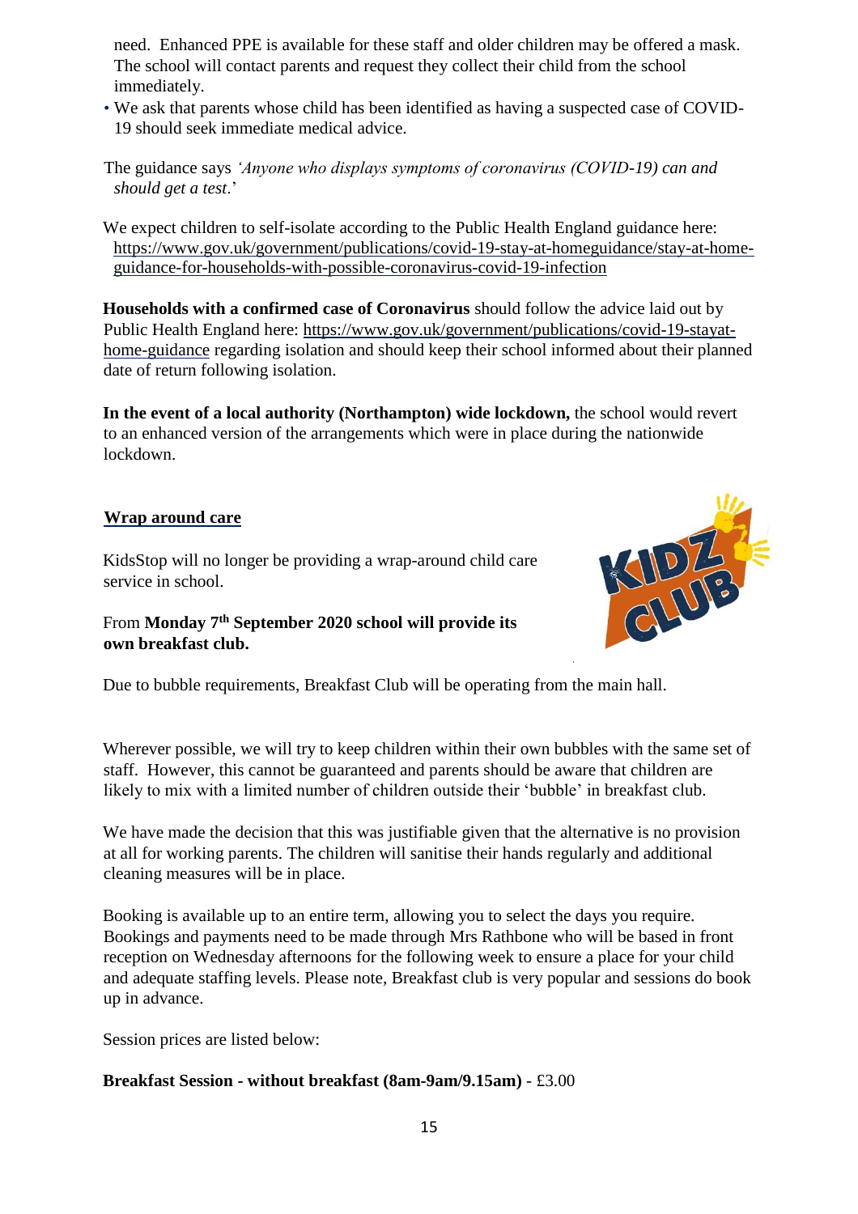need. Enhanced PPE is available for these staff and older children may be offered a mask. The school will contact parents and request they collect their child from the school immediately.

- We ask that parents whose child has been identified as having a suspected case of COVID-19 should seek immediate medical advice.

The guidance says *'Anyone who displays symptoms of coronavirus (COVID-19) can and should get a test*.'

We expect children to self-isolate according to the Public Health England guidance here: https://www.gov.uk/government/publications/covid-19-stay-at-homeguidance/stay-at-home-guidance-for-households-with-possible-coronavirus-covid-19-infection

**Households with a confirmed case of Coronavirus** should follow the advice laid out by Public Health England here: https://www.gov.uk/government/publications/covid-19-stayat-home-guidance regarding isolation and should keep their school informed about their planned date of return following isolation.

**In the event of a local authority (Northampton) wide lockdown,** the school would revert to an enhanced version of the arrangements which were in place during the nationwide lockdown.

## Wrap around care

KidsStop will no longer be providing a wrap-around child care service in school.

From **Monday 7th September 2020 school will provide its own breakfast club.**

Due to bubble requirements, Breakfast Club will be operating from the main hall.

Wherever possible, we will try to keep children within their own bubbles with the same set of staff. However, this cannot be guaranteed and parents should be aware that children are likely to mix with a limited number of children outside their 'bubble' in breakfast club.

We have made the decision that this was justifiable given that the alternative is no provision at all for working parents. The children will sanitise their hands regularly and additional cleaning measures will be in place.

Booking is available up to an entire term, allowing you to select the days you require. Bookings and payments need to be made through Mrs Rathbone who will be based in front reception on Wednesday afternoons for the following week to ensure a place for your child and adequate staffing levels. Please note, Breakfast club is very popular and sessions do book up in advance.

Session prices are listed below:

**Breakfast Session - without breakfast (8am-9am/9.15am)** - £3.00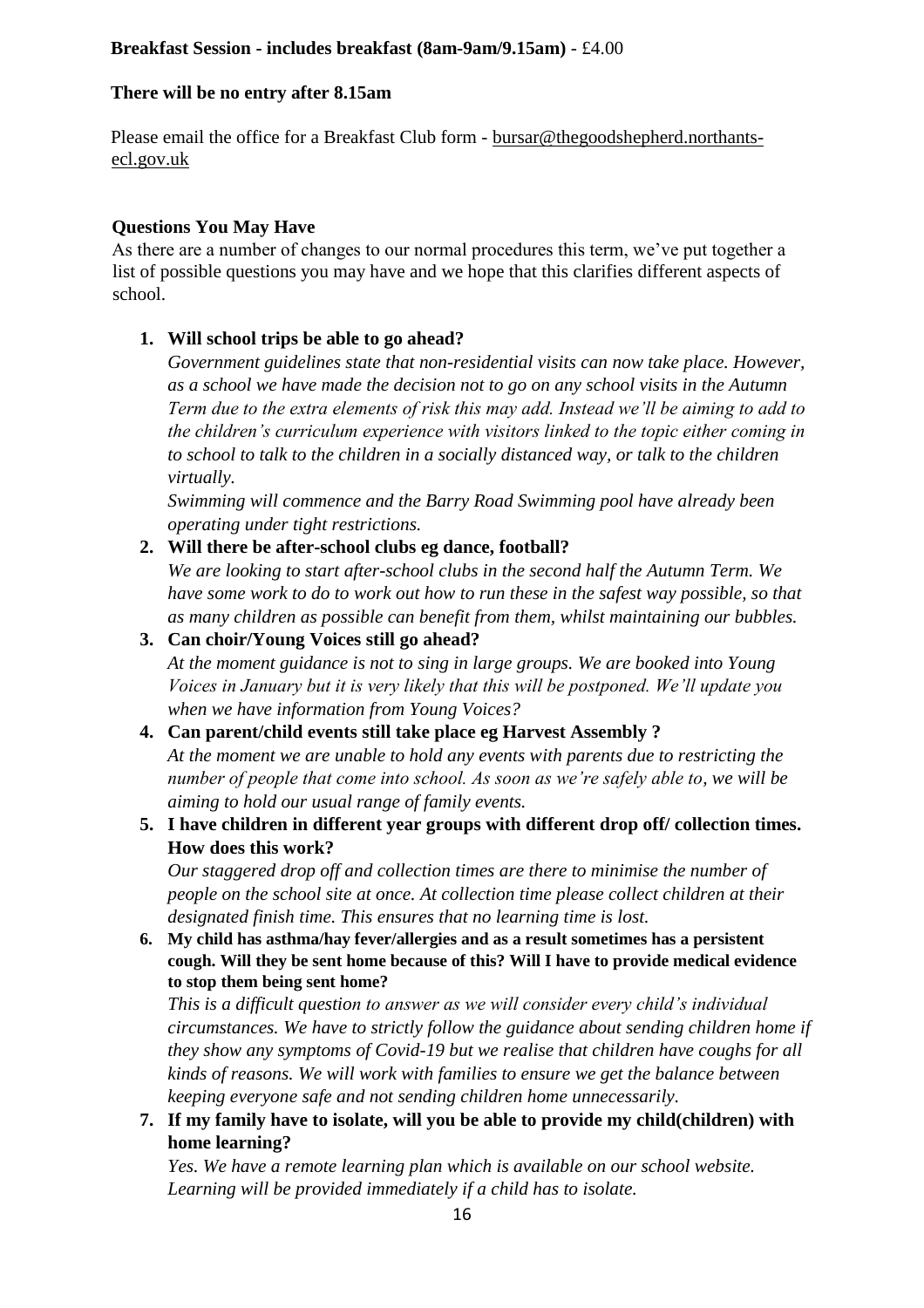**Breakfast Session - includes breakfast (8am-9am/9.15am)** - £4.00

**There will be no entry after 8.15am**

Please email the office for a Breakfast Club form - bursar@thegoodshepherd.northants-ecl.gov.uk

**Questions You May Have**

As there are a number of changes to our normal procedures this term, we've put together a list of possible questions you may have and we hope that this clarifies different aspects of school.

1. **Will school trips be able to go ahead?**
   *Government guidelines state that non-residential visits can now take place. However, as a school we have made the decision not to go on any school visits in the Autumn Term due to the extra elements of risk this may add. Instead we'll be aiming to add to the children's curriculum experience with visitors linked to the topic either coming in to school to talk to the children in a socially distanced way, or talk to the children virtually.*
   *Swimming will commence and the Barry Road Swimming pool have already been operating under tight restrictions.*
2. **Will there be after-school clubs eg dance, football?**
   *We are looking to start after-school clubs in the second half the Autumn Term. We have some work to do to work out how to run these in the safest way possible, so that as many children as possible can benefit from them, whilst maintaining our bubbles.*
3. **Can choir/Young Voices still go ahead?**
   *At the moment guidance is not to sing in large groups. We are booked into Young Voices in January but it is very likely that this will be postponed. We'll update you when we have information from Young Voices?*
4. **Can parent/child events still take place eg Harvest Assembly ?**
   *At the moment we are unable to hold any events with parents due to restricting the number of people that come into school. As soon as we're safely able to, we will be aiming to hold our usual range of family events.*
5. **I have children in different year groups with different drop off/ collection times. How does this work?**
   *Our staggered drop off and collection times are there to minimise the number of people on the school site at once. At collection time please collect children at their designated finish time. This ensures that no learning time is lost.*
6. **My child has asthma/hay fever/allergies and as a result sometimes has a persistent cough. Will they be sent home because of this? Will I have to provide medical evidence to stop them being sent home?**
   *This is a difficult question to answer as we will consider every child's individual circumstances. We have to strictly follow the guidance about sending children home if they show any symptoms of Covid-19 but we realise that children have coughs for all kinds of reasons. We will work with families to ensure we get the balance between keeping everyone safe and not sending children home unnecessarily.*
7. **If my family have to isolate, will you be able to provide my child(children) with home learning?**
   *Yes. We have a remote learning plan which is available on our school website. Learning will be provided immediately if a child has to isolate.*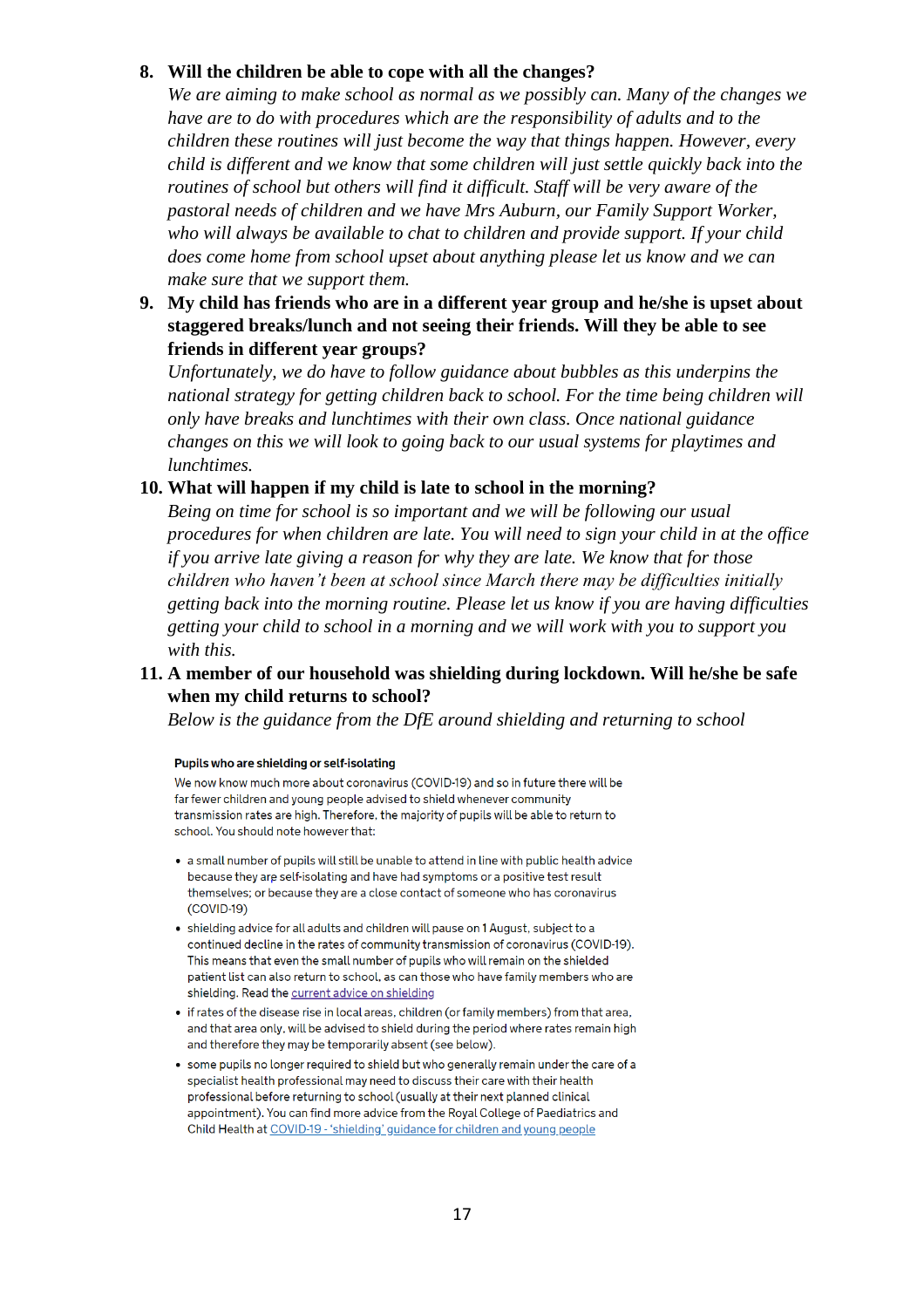8. **Will the children be able to cope with all the changes?**
   *We are aiming to make school as normal as we possibly can. Many of the changes we have are to do with procedures which are the responsibility of adults and to the children these routines will just become the way that things happen. However, every child is different and we know that some children will just settle quickly back into the routines of school but others will find it difficult. Staff will be very aware of the pastoral needs of children and we have Mrs Auburn, our Family Support Worker, who will always be available to chat to children and provide support. If your child does come home from school upset about anything please let us know and we can make sure that we support them.*

9. **My child has friends who are in a different year group and he/she is upset about staggered breaks/lunch and not seeing their friends. Will they be able to see friends in different year groups?**
   *Unfortunately, we do have to follow guidance about bubbles as this underpins the national strategy for getting children back to school. For the time being children will only have breaks and lunchtimes with their own class. Once national guidance changes on this we will look to going back to our usual systems for playtimes and lunchtimes.*

10. **What will happen if my child is late to school in the morning?**
    *Being on time for school is so important and we will be following our usual procedures for when children are late. You will need to sign your child in at the office if you arrive late giving a reason for why they are late. We know that for those children who haven't been at school since March there may be difficulties initially getting back into the morning routine. Please let us know if you are having difficulties getting your child to school in a morning and we will work with you to support you with this.*

11. **A member of our household was shielding during lockdown. Will he/she be safe when my child returns to school?**
    *Below is the guidance from the DfE around shielding and returning to school*

**Pupils who are shielding or self-isolating**

We now know much more about coronavirus (COVID-19) and so in future there will be far fewer children and young people advised to shield whenever community transmission rates are high. Therefore, the majority of pupils will be able to return to school. You should note however that:

- a small number of pupils will still be unable to attend in line with public health advice because they are self-isolating and have had symptoms or a positive test result themselves; or because they are a close contact of someone who has coronavirus (COVID-19)
- shielding advice for all adults and children will pause on 1 August, subject to a continued decline in the rates of community transmission of coronavirus (COVID-19). This means that even the small number of pupils who will remain on the shielded patient list can also return to school, as can those who have family members who are shielding. Read the current advice on shielding
- if rates of the disease rise in local areas, children (or family members) from that area, and that area only, will be advised to shield during the period where rates remain high and therefore they may be temporarily absent (see below).
- some pupils no longer required to shield but who generally remain under the care of a specialist health professional may need to discuss their care with their health professional before returning to school (usually at their next planned clinical appointment). You can find more advice from the Royal College of Paediatrics and Child Health at COVID-19 - 'shielding' guidance for children and young people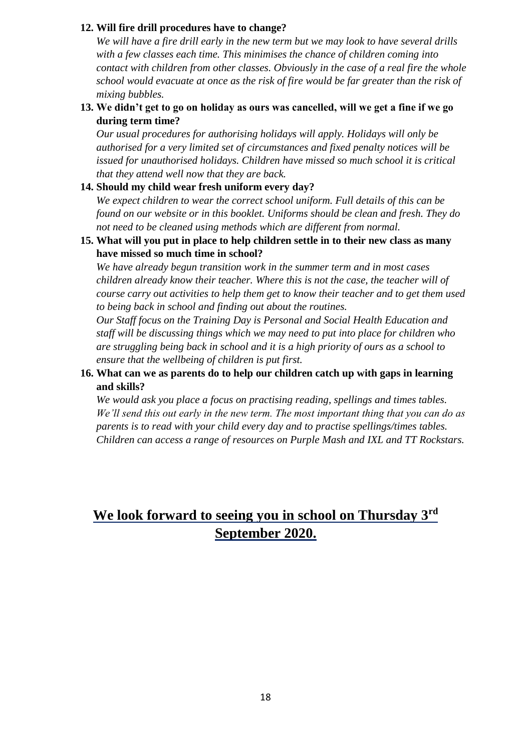12. **Will fire drill procedures have to change?**

    *We will have a fire drill early in the new term but we may look to have several drills with a few classes each time. This minimises the chance of children coming into contact with children from other classes. Obviously in the case of a real fire the whole school would evacuate at once as the risk of fire would be far greater than the risk of mixing bubbles.*

13. **We didn't get to go on holiday as ours was cancelled, will we get a fine if we go during term time?**

    *Our usual procedures for authorising holidays will apply. Holidays will only be authorised for a very limited set of circumstances and fixed penalty notices will be issued for unauthorised holidays. Children have missed so much school it is critical that they attend well now that they are back.*

14. **Should my child wear fresh uniform every day?**

    *We expect children to wear the correct school uniform. Full details of this can be found on our website or in this booklet. Uniforms should be clean and fresh. They do not need to be cleaned using methods which are different from normal.*

15. **What will you put in place to help children settle in to their new class as many have missed so much time in school?**

    *We have already begun transition work in the summer term and in most cases children already know their teacher. Where this is not the case, the teacher will of course carry out activities to help them get to know their teacher and to get them used to being back in school and finding out about the routines.*

    *Our Staff focus on the Training Day is Personal and Social Health Education and staff will be discussing things which we may need to put into place for children who are struggling being back in school and it is a high priority of ours as a school to ensure that the wellbeing of children is put first.*

16. **What can we as parents do to help our children catch up with gaps in learning and skills?**

    *We would ask you place a focus on practising reading, spellings and times tables. We'll send this out early in the new term. The most important thing that you can do as parents is to read with your child every day and to practise spellings/times tables. Children can access a range of resources on Purple Mash and IXL and TT Rockstars.*

## <u>We look forward to seeing you in school on Thursday 3rd September 2020.</u>